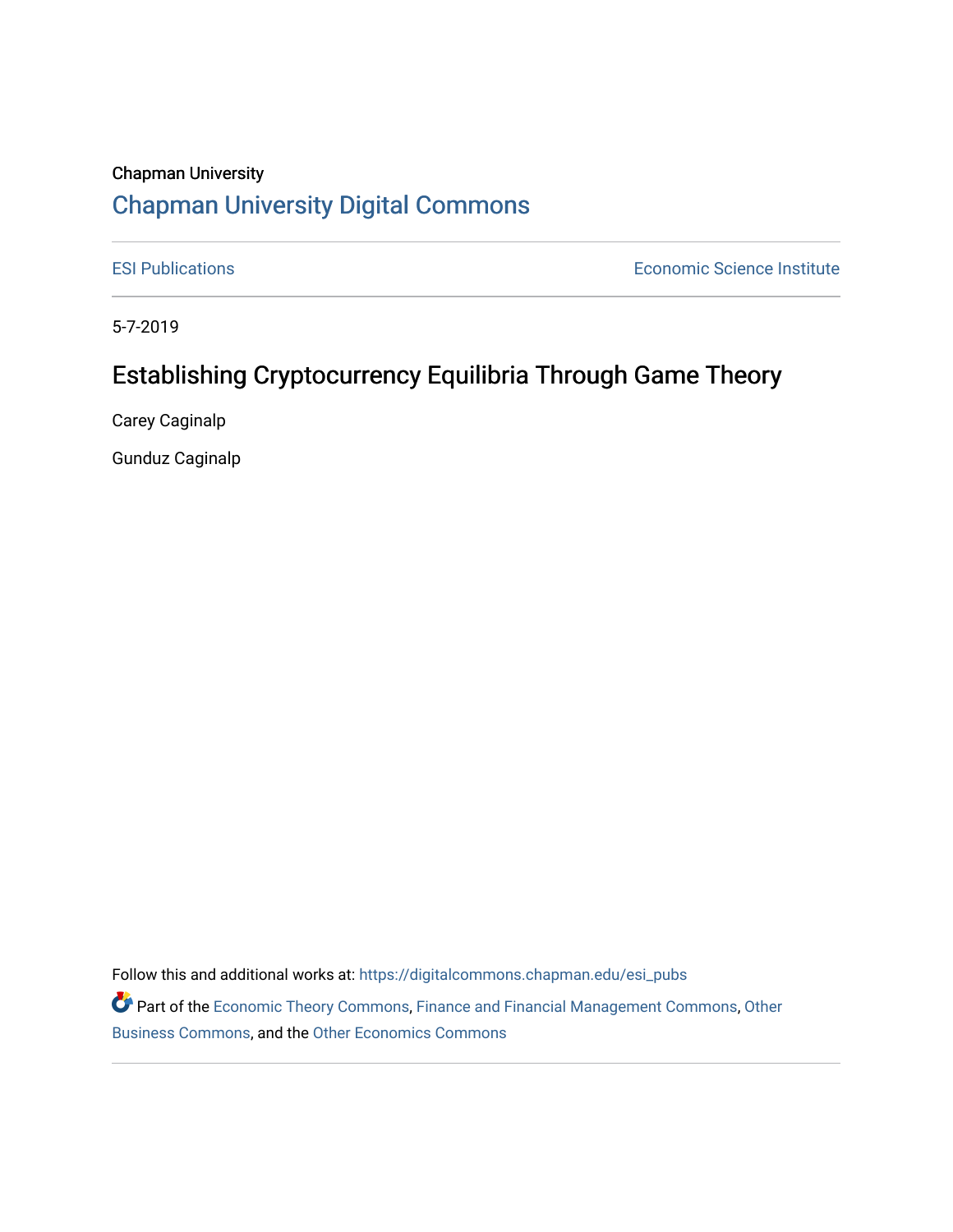Chapman University

# Chapman University Digital Commons

ESI Publications

Economic Science Institute

5-7-2019

## Establishing Cryptocurrency Equilibria Through Game Theory

Carey Caginalp

Gunduz Caginalp

Follow this and additional works at: https://digitalcommons.chapman.edu/esi_pubs

Part of the Economic Theory Commons, Finance and Financial Management Commons, Other Business Commons, and the Other Economics Commons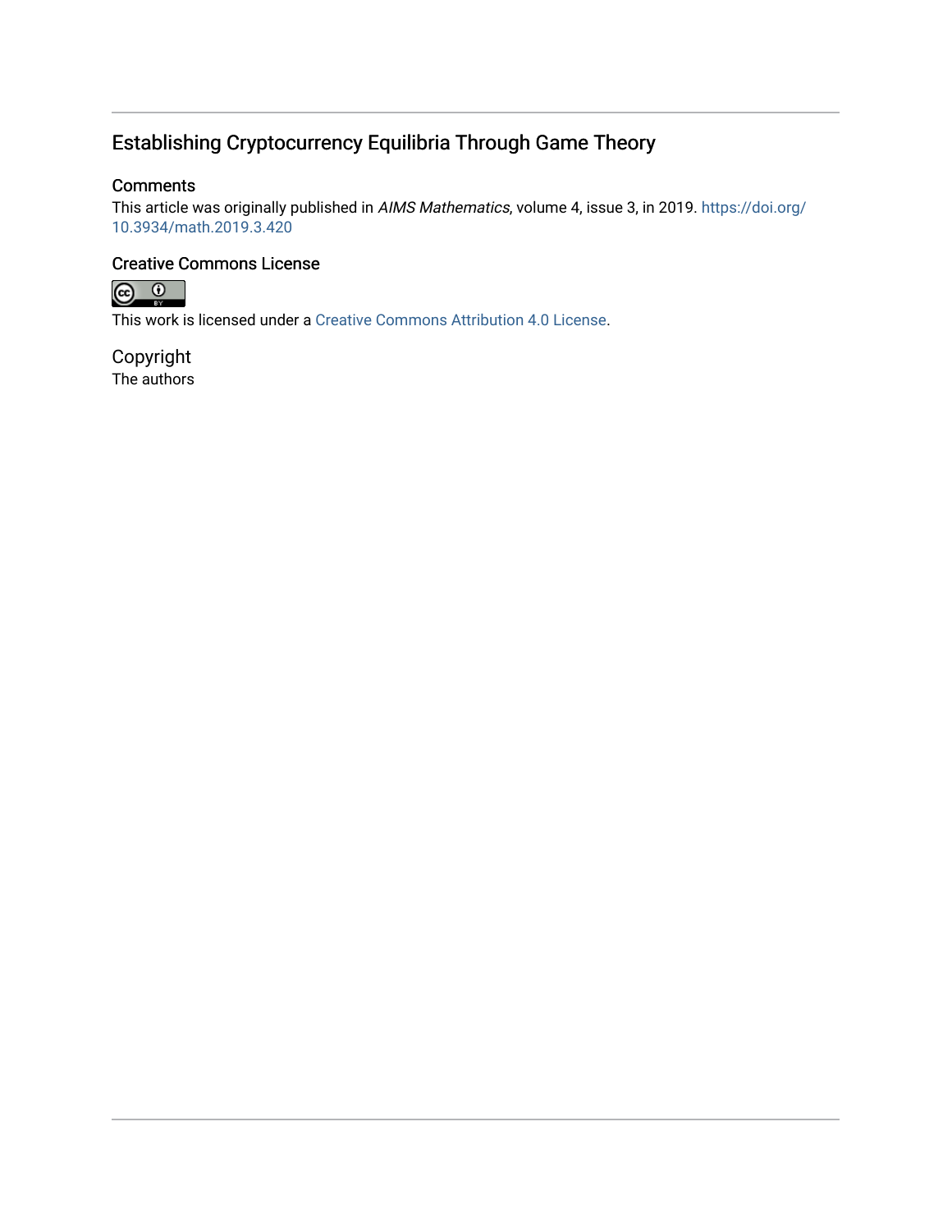# Establishing Cryptocurrency Equilibria Through Game Theory

## Comments

This article was originally published in *AIMS Mathematics*, volume 4, issue 3, in 2019. https://doi.org/10.3934/math.2019.3.420

## Creative Commons License

This work is licensed under a Creative Commons Attribution 4.0 License.

## Copyright

The authors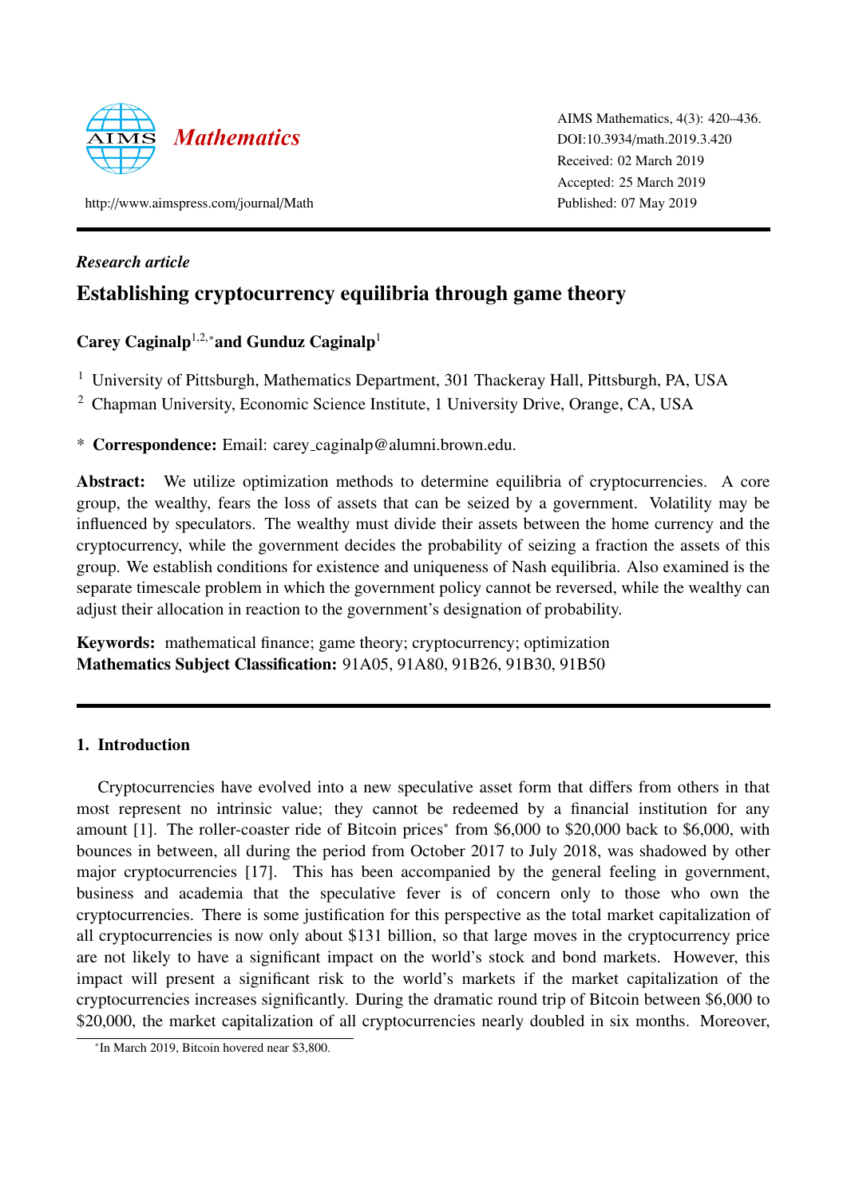*Research article*

# Establishing cryptocurrency equilibria through game theory

**Carey Caginalp**[1,2,*] **and Gunduz Caginalp**[1]

[1] University of Pittsburgh, Mathematics Department, 301 Thackeray Hall, Pittsburgh, PA, USA

[2] Chapman University, Economic Science Institute, 1 University Drive, Orange, CA, USA

\* **Correspondence:** Email: carey_caginalp@alumni.brown.edu.

**Abstract:** We utilize optimization methods to determine equilibria of cryptocurrencies. A core group, the wealthy, fears the loss of assets that can be seized by a government. Volatility may be influenced by speculators. The wealthy must divide their assets between the home currency and the cryptocurrency, while the government decides the probability of seizing a fraction the assets of this group. We establish conditions for existence and uniqueness of Nash equilibria. Also examined is the separate timescale problem in which the government policy cannot be reversed, while the wealthy can adjust their allocation in reaction to the government's designation of probability.

**Keywords:** mathematical finance; game theory; cryptocurrency; optimization
**Mathematics Subject Classification:** 91A05, 91A80, 91B26, 91B30, 91B50

## 1. Introduction

Cryptocurrencies have evolved into a new speculative asset form that differs from others in that most represent no intrinsic value; they cannot be redeemed by a financial institution for any amount [1]. The roller-coaster ride of Bitcoin prices* from \$6,000 to \$20,000 back to \$6,000, with bounces in between, all during the period from October 2017 to July 2018, was shadowed by other major cryptocurrencies [17]. This has been accompanied by the general feeling in government, business and academia that the speculative fever is of concern only to those who own the cryptocurrencies. There is some justification for this perspective as the total market capitalization of all cryptocurrencies is now only about \$131 billion, so that large moves in the cryptocurrency price are not likely to have a significant impact on the world's stock and bond markets. However, this impact will present a significant risk to the world's markets if the market capitalization of the cryptocurrencies increases significantly. During the dramatic round trip of Bitcoin between \$6,000 to \$20,000, the market capitalization of all cryptocurrencies nearly doubled in six months. Moreover,

*In March 2019, Bitcoin hovered near \$3,800.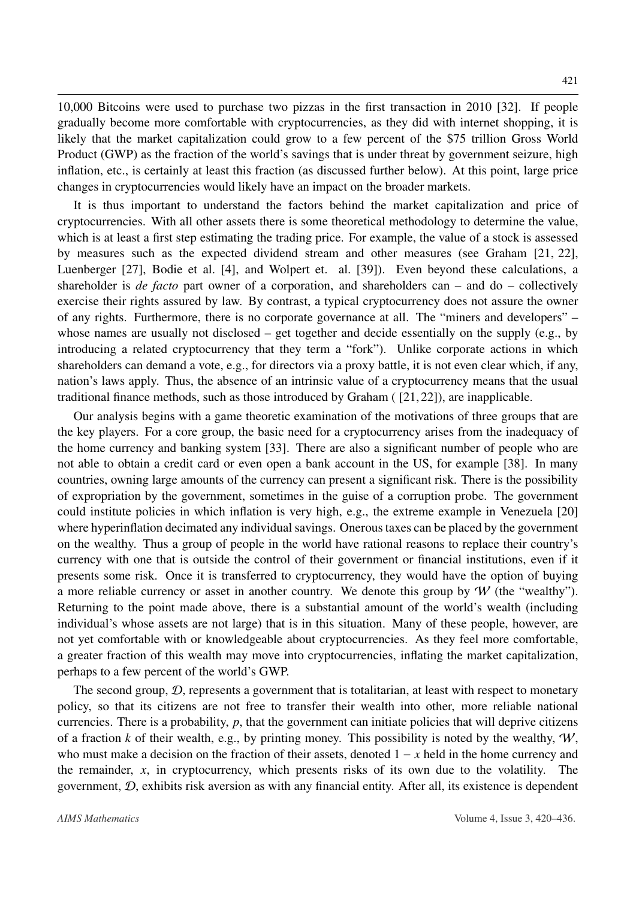10,000 Bitcoins were used to purchase two pizzas in the first transaction in 2010 [32]. If people gradually become more comfortable with cryptocurrencies, as they did with internet shopping, it is likely that the market capitalization could grow to a few percent of the $75 trillion Gross World Product (GWP) as the fraction of the world's savings that is under threat by government seizure, high inflation, etc., is certainly at least this fraction (as discussed further below). At this point, large price changes in cryptocurrencies would likely have an impact on the broader markets.

It is thus important to understand the factors behind the market capitalization and price of cryptocurrencies. With all other assets there is some theoretical methodology to determine the value, which is at least a first step estimating the trading price. For example, the value of a stock is assessed by measures such as the expected dividend stream and other measures (see Graham [21, 22], Luenberger [27], Bodie et al. [4], and Wolpert et. al. [39]). Even beyond these calculations, a shareholder is *de facto* part owner of a corporation, and shareholders can – and do – collectively exercise their rights assured by law. By contrast, a typical cryptocurrency does not assure the owner of any rights. Furthermore, there is no corporate governance at all. The "miners and developers" – whose names are usually not disclosed – get together and decide essentially on the supply (e.g., by introducing a related cryptocurrency that they term a "fork"). Unlike corporate actions in which shareholders can demand a vote, e.g., for directors via a proxy battle, it is not even clear which, if any, nation's laws apply. Thus, the absence of an intrinsic value of a cryptocurrency means that the usual traditional finance methods, such as those introduced by Graham ( [21, 22]), are inapplicable.

Our analysis begins with a game theoretic examination of the motivations of three groups that are the key players. For a core group, the basic need for a cryptocurrency arises from the inadequacy of the home currency and banking system [33]. There are also a significant number of people who are not able to obtain a credit card or even open a bank account in the US, for example [38]. In many countries, owning large amounts of the currency can present a significant risk. There is the possibility of expropriation by the government, sometimes in the guise of a corruption probe. The government could institute policies in which inflation is very high, e.g., the extreme example in Venezuela [20] where hyperinflation decimated any individual savings. Onerous taxes can be placed by the government on the wealthy. Thus a group of people in the world have rational reasons to replace their country's currency with one that is outside the control of their government or financial institutions, even if it presents some risk. Once it is transferred to cryptocurrency, they would have the option of buying a more reliable currency or asset in another country. We denote this group by $\mathcal{W}$ (the "wealthy"). Returning to the point made above, there is a substantial amount of the world's wealth (including individual's whose assets are not large) that is in this situation. Many of these people, however, are not yet comfortable with or knowledgeable about cryptocurrencies. As they feel more comfortable, a greater fraction of this wealth may move into cryptocurrencies, inflating the market capitalization, perhaps to a few percent of the world's GWP.

The second group, $\mathcal{D}$, represents a government that is totalitarian, at least with respect to monetary policy, so that its citizens are not free to transfer their wealth into other, more reliable national currencies. There is a probability, $p$, that the government can initiate policies that will deprive citizens of a fraction $k$ of their wealth, e.g., by printing money. This possibility is noted by the wealthy, $\mathcal{W}$, who must make a decision on the fraction of their assets, denoted $1 - x$ held in the home currency and the remainder, $x$, in cryptocurrency, which presents risks of its own due to the volatility. The government, $\mathcal{D}$, exhibits risk aversion as with any financial entity. After all, its existence is dependent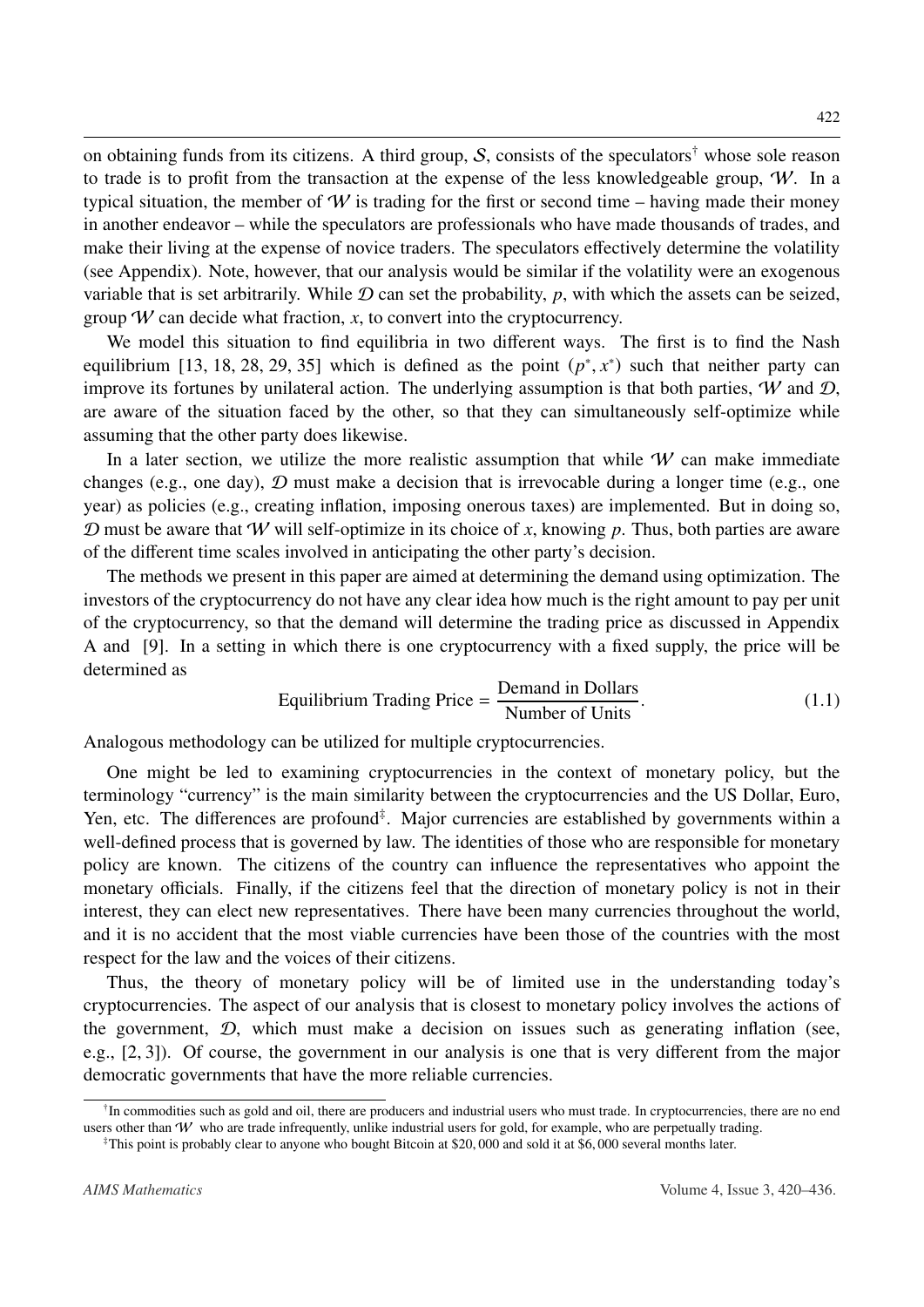on obtaining funds from its citizens. A third group, $\mathcal{S}$, consists of the speculators[†] whose sole reason to trade is to profit from the transaction at the expense of the less knowledgeable group, $\mathcal{W}$. In a typical situation, the member of $\mathcal{W}$ is trading for the first or second time – having made their money in another endeavor – while the speculators are professionals who have made thousands of trades, and make their living at the expense of novice traders. The speculators effectively determine the volatility (see Appendix). Note, however, that our analysis would be similar if the volatility were an exogenous variable that is set arbitrarily. While $\mathcal{D}$ can set the probability, $p$, with which the assets can be seized, group $\mathcal{W}$ can decide what fraction, $x$, to convert into the cryptocurrency.

We model this situation to find equilibria in two different ways. The first is to find the Nash equilibrium [13, 18, 28, 29, 35] which is defined as the point $(p^*, x^*)$ such that neither party can improve its fortunes by unilateral action. The underlying assumption is that both parties, $\mathcal{W}$ and $\mathcal{D}$, are aware of the situation faced by the other, so that they can simultaneously self-optimize while assuming that the other party does likewise.

In a later section, we utilize the more realistic assumption that while $\mathcal{W}$ can make immediate changes (e.g., one day), $\mathcal{D}$ must make a decision that is irrevocable during a longer time (e.g., one year) as policies (e.g., creating inflation, imposing onerous taxes) are implemented. But in doing so, $\mathcal{D}$ must be aware that $\mathcal{W}$ will self-optimize in its choice of $x$, knowing $p$. Thus, both parties are aware of the different time scales involved in anticipating the other party's decision.

The methods we present in this paper are aimed at determining the demand using optimization. The investors of the cryptocurrency do not have any clear idea how much is the right amount to pay per unit of the cryptocurrency, so that the demand will determine the trading price as discussed in Appendix A and [9]. In a setting in which there is one cryptocurrency with a fixed supply, the price will be determined as

$$\text{Equilibrium Trading Price} = \frac{\text{Demand in Dollars}}{\text{Number of Units}}. \tag{1.1}$$

Analogous methodology can be utilized for multiple cryptocurrencies.

One might be led to examining cryptocurrencies in the context of monetary policy, but the terminology "currency" is the main similarity between the cryptocurrencies and the US Dollar, Euro, Yen, etc. The differences are profound[‡]. Major currencies are established by governments within a well-defined process that is governed by law. The identities of those who are responsible for monetary policy are known. The citizens of the country can influence the representatives who appoint the monetary officials. Finally, if the citizens feel that the direction of monetary policy is not in their interest, they can elect new representatives. There have been many currencies throughout the world, and it is no accident that the most viable currencies have been those of the countries with the most respect for the law and the voices of their citizens.

Thus, the theory of monetary policy will be of limited use in the understanding today's cryptocurrencies. The aspect of our analysis that is closest to monetary policy involves the actions of the government, $\mathcal{D}$, which must make a decision on issues such as generating inflation (see, e.g., [2, 3]). Of course, the government in our analysis is one that is very different from the major democratic governments that have the more reliable currencies.

---

[†]In commodities such as gold and oil, there are producers and industrial users who must trade. In cryptocurrencies, there are no end users other than $\mathcal{W}$ who are trade infrequently, unlike industrial users for gold, for example, who are perpetually trading.

[‡]This point is probably clear to anyone who bought Bitcoin at \$20,000 and sold it at \$6,000 several months later.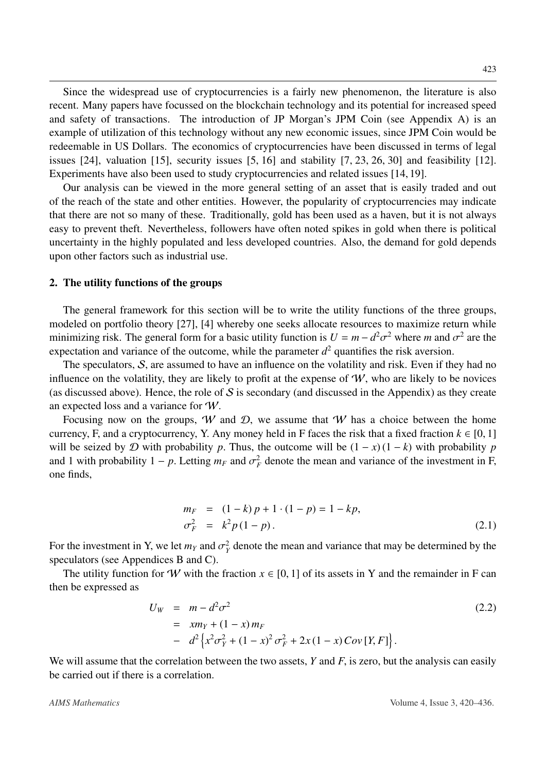Since the widespread use of cryptocurrencies is a fairly new phenomenon, the literature is also recent. Many papers have focussed on the blockchain technology and its potential for increased speed and safety of transactions. The introduction of JP Morgan's JPM Coin (see Appendix A) is an example of utilization of this technology without any new economic issues, since JPM Coin would be redeemable in US Dollars. The economics of cryptocurrencies have been discussed in terms of legal issues [24], valuation [15], security issues [5, 16] and stability [7, 23, 26, 30] and feasibility [12]. Experiments have also been used to study cryptocurrencies and related issues [14, 19].

Our analysis can be viewed in the more general setting of an asset that is easily traded and out of the reach of the state and other entities. However, the popularity of cryptocurrencies may indicate that there are not so many of these. Traditionally, gold has been used as a haven, but it is not always easy to prevent theft. Nevertheless, followers have often noted spikes in gold when there is political uncertainty in the highly populated and less developed countries. Also, the demand for gold depends upon other factors such as industrial use.

## 2. The utility functions of the groups

The general framework for this section will be to write the utility functions of the three groups, modeled on portfolio theory [27], [4] whereby one seeks allocate resources to maximize return while minimizing risk. The general form for a basic utility function is $U = m - d^2\sigma^2$ where $m$ and $\sigma^2$ are the expectation and variance of the outcome, while the parameter $d^2$ quantifies the risk aversion.

The speculators, $\mathcal{S}$, are assumed to have an influence on the volatility and risk. Even if they had no influence on the volatility, they are likely to profit at the expense of $\mathcal{W}$, who are likely to be novices (as discussed above). Hence, the role of $\mathcal{S}$ is secondary (and discussed in the Appendix) as they create an expected loss and a variance for $\mathcal{W}$.

Focusing now on the groups, $\mathcal{W}$ and $\mathcal{D}$, we assume that $\mathcal{W}$ has a choice between the home currency, F, and a cryptocurrency, Y. Any money held in F faces the risk that a fixed fraction $k \in [0, 1]$ will be seized by $\mathcal{D}$ with probability $p$. Thus, the outcome will be $(1 - x)(1 - k)$ with probability $p$ and 1 with probability $1 - p$. Letting $m_F$ and $\sigma_F^2$ denote the mean and variance of the investment in F, one finds,

$$
\begin{aligned}
m_F &= (1 - k)\,p + 1 \cdot (1 - p) = 1 - kp, \\
\sigma_F^2 &= k^2 p\,(1 - p)\,.
\end{aligned}
\tag{2.1}
$$

For the investment in Y, we let $m_Y$ and $\sigma_Y^2$ denote the mean and variance that may be determined by the speculators (see Appendices B and C).

The utility function for $\mathcal{W}$ with the fraction $x \in [0, 1]$ of its assets in Y and the remainder in F can then be expressed as

$$
\begin{aligned}
U_W &= m - d^2\sigma^2 \\
&= x m_Y + (1 - x)\, m_F \\
&\quad - d^2 \left\{ x^2\sigma_Y^2 + (1 - x)^2 \sigma_F^2 + 2x(1 - x)\, Cov\,[Y, F] \right\}.
\end{aligned}
\tag{2.2}
$$

We will assume that the correlation between the two assets, $Y$ and $F$, is zero, but the analysis can easily be carried out if there is a correlation.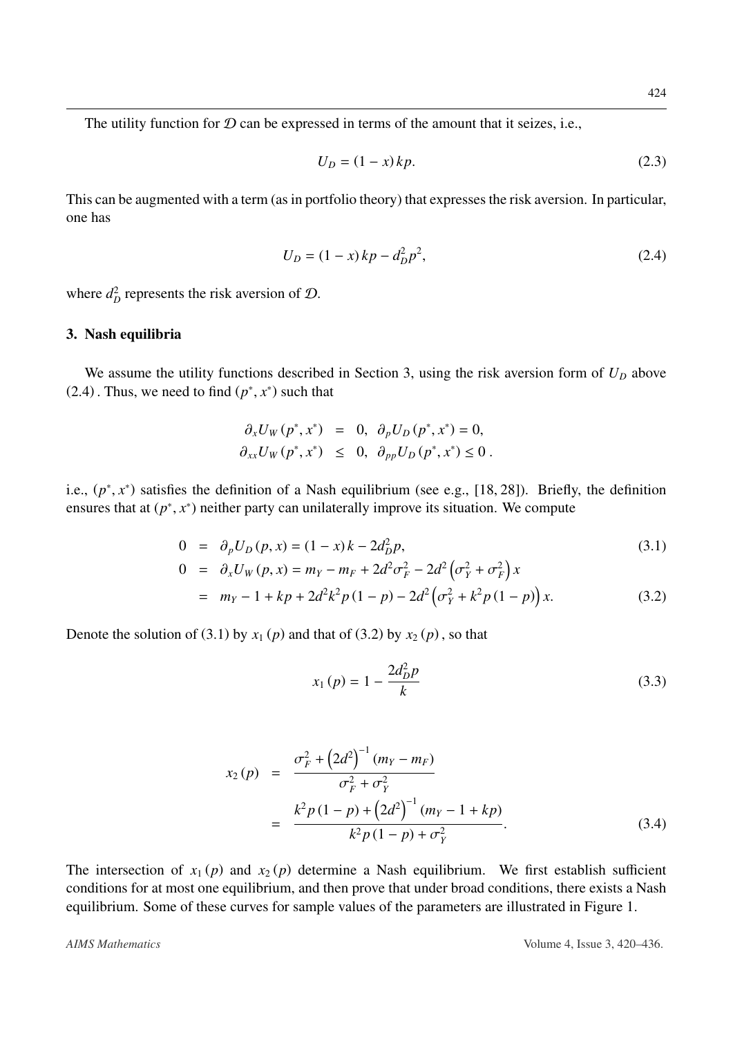The utility function for $\mathcal{D}$ can be expressed in terms of the amount that it seizes, i.e.,

$$U_D = (1-x)\,kp. \tag{2.3}$$

This can be augmented with a term (as in portfolio theory) that expresses the risk aversion. In particular, one has

$$U_D = (1-x)\,kp - d_D^2 p^2, \tag{2.4}$$

where $d_D^2$ represents the risk aversion of $\mathcal{D}$.

## 3. Nash equilibria

We assume the utility functions described in Section 3, using the risk aversion form of $U_D$ above (2.4). Thus, we need to find $(p^*, x^*)$ such that

$$\begin{aligned}
\partial_x U_W(p^*, x^*) &= 0, \;\; \partial_p U_D(p^*, x^*) = 0, \\
\partial_{xx} U_W(p^*, x^*) &\le 0, \;\; \partial_{pp} U_D(p^*, x^*) \le 0\,.
\end{aligned}$$

i.e., $(p^*, x^*)$ satisfies the definition of a Nash equilibrium (see e.g., [18, 28]). Briefly, the definition ensures that at $(p^*, x^*)$ neither party can unilaterally improve its situation. We compute

$$0 = \partial_p U_D(p,x) = (1-x)\,k - 2d_D^2 p, \tag{3.1}$$

$$\begin{aligned}
0 &= \partial_x U_W(p,x) = m_Y - m_F + 2d^2\sigma_F^2 - 2d^2\left(\sigma_Y^2 + \sigma_F^2\right)x \\
&= m_Y - 1 + kp + 2d^2k^2p\,(1-p) - 2d^2\left(\sigma_Y^2 + k^2p\,(1-p)\right)x.
\end{aligned} \tag{3.2}$$

Denote the solution of (3.1) by $x_1(p)$ and that of (3.2) by $x_2(p)$, so that

$$x_1(p) = 1 - \frac{2d_D^2 p}{k} \tag{3.3}$$

$$\begin{aligned}
x_2(p) &= \frac{\sigma_F^2 + \left(2d^2\right)^{-1}(m_Y - m_F)}{\sigma_F^2 + \sigma_Y^2} \\
&= \frac{k^2p\,(1-p) + \left(2d^2\right)^{-1}(m_Y - 1 + kp)}{k^2p\,(1-p) + \sigma_Y^2}.
\end{aligned} \tag{3.4}$$

The intersection of $x_1(p)$ and $x_2(p)$ determine a Nash equilibrium. We first establish sufficient conditions for at most one equilibrium, and then prove that under broad conditions, there exists a Nash equilibrium. Some of these curves for sample values of the parameters are illustrated in Figure 1.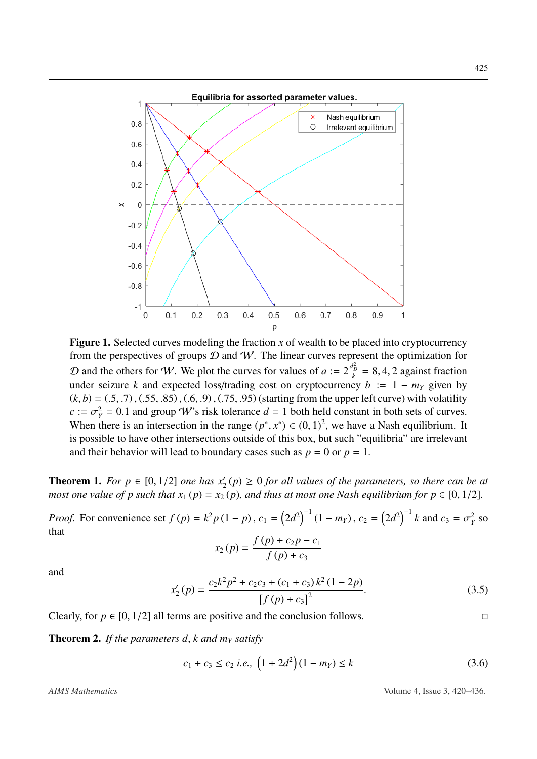**Figure 1.** Selected curves modeling the fraction $x$ of wealth to be placed into cryptocurrency from the perspectives of groups $\mathcal{D}$ and $\mathcal{W}$. The linear curves represent the optimization for $\mathcal{D}$ and the others for $\mathcal{W}$. We plot the curves for values of $a := 2\frac{d_{\mathcal{D}}^2}{k} = 8, 4, 2$ against fraction under seizure $k$ and expected loss/trading cost on cryptocurrency $b := 1 - m_Y$ given by $(k, b) = (.5, .7), (.55, .85), (.6, .9), (.75, .95)$ (starting from the upper left curve) with volatility $c := \sigma_Y^2 = 0.1$ and group $\mathcal{W}$'s risk tolerance $d = 1$ both held constant in both sets of curves. When there is an intersection in the range $(p^*, x^*) \in (0, 1)^2$, we have a Nash equilibrium. It is possible to have other intersections outside of this box, but such "equilibria" are irrelevant and their behavior will lead to boundary cases such as $p = 0$ or $p = 1$.

**Theorem 1.** *For $p \in [0, 1/2]$ one has $x_2'(p) \geq 0$ for all values of the parameters, so there can be at most one value of $p$ such that $x_1(p) = x_2(p)$, and thus at most one Nash equilibrium for $p \in [0, 1/2]$.*

*Proof.* For convenience set $f(p) = k^2 p(1-p)$, $c_1 = \left(2d^2\right)^{-1}(1 - m_Y)$, $c_2 = \left(2d^2\right)^{-1} k$ and $c_3 = \sigma_Y^2$ so that

$$x_2(p) = \frac{f(p) + c_2 p - c_1}{f(p) + c_3}$$

and

$$x_2'(p) = \frac{c_2 k^2 p^2 + c_2 c_3 + (c_1 + c_3) k^2 (1 - 2p)}{[f(p) + c_3]^2}. \tag{3.5}$$

Clearly, for $p \in [0, 1/2]$ all terms are positive and the conclusion follows. □

**Theorem 2.** *If the parameters $d$, $k$ and $m_Y$ satisfy*

$$c_1 + c_3 \leq c_2 \text{ i.e., } \left(1 + 2d^2\right)(1 - m_Y) \leq k \tag{3.6}$$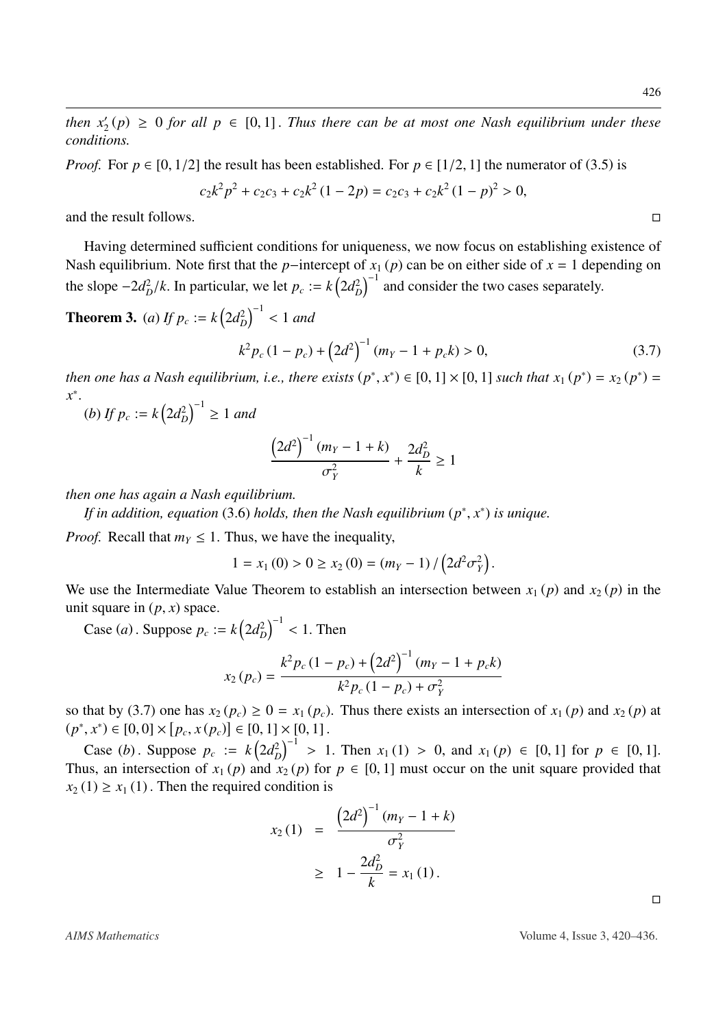*then* $x_2'(p) \geq 0$ *for all* $p \in [0,1]$. *Thus there can be at most one Nash equilibrium under these conditions.*

*Proof.* For $p \in [0, 1/2]$ the result has been established. For $p \in [1/2, 1]$ the numerator of (3.5) is

$$c_2 k^2 p^2 + c_2 c_3 + c_2 k^2 (1 - 2p) = c_2 c_3 + c_2 k^2 (1 - p)^2 > 0,$$

and the result follows. □

Having determined sufficient conditions for uniqueness, we now focus on establishing existence of Nash equilibrium. Note first that the $p$−intercept of $x_1(p)$ can be on either side of $x = 1$ depending on the slope $-2d_D^2/k$. In particular, we let $p_c := k\left(2d_D^2\right)^{-1}$ and consider the two cases separately.

**Theorem 3.** (*a*) *If* $p_c := k\left(2d_D^2\right)^{-1} < 1$ *and*

$$k^2 p_c (1 - p_c) + \left(2d^2\right)^{-1} (m_Y - 1 + p_c k) > 0, \tag{3.7}$$

*then one has a Nash equilibrium, i.e., there exists* $(p^*, x^*) \in [0,1] \times [0,1]$ *such that* $x_1(p^*) = x_2(p^*) = x^*$.

(*b*) *If* $p_c := k\left(2d_D^2\right)^{-1} \geq 1$ *and*

$$\frac{\left(2d^2\right)^{-1}(m_Y - 1 + k)}{\sigma_Y^2} + \frac{2d_D^2}{k} \geq 1$$

*then one has again a Nash equilibrium.*

*If in addition, equation* (3.6) *holds, then the Nash equilibrium* $(p^*, x^*)$ *is unique.*

*Proof.* Recall that $m_Y \leq 1$. Thus, we have the inequality,

$$1 = x_1(0) > 0 \geq x_2(0) = (m_Y - 1) / \left(2d^2\sigma_Y^2\right).$$

We use the Intermediate Value Theorem to establish an intersection between $x_1(p)$ and $x_2(p)$ in the unit square in $(p, x)$ space.

Case (*a*). Suppose $p_c := k\left(2d_D^2\right)^{-1} < 1$. Then

$$x_2(p_c) = \frac{k^2 p_c (1 - p_c) + \left(2d^2\right)^{-1}(m_Y - 1 + p_c k)}{k^2 p_c (1 - p_c) + \sigma_Y^2}$$

so that by (3.7) one has $x_2(p_c) \geq 0 = x_1(p_c)$. Thus there exists an intersection of $x_1(p)$ and $x_2(p)$ at $(p^*, x^*) \in [0, 0] \times [p_c, x(p_c)] \in [0, 1] \times [0, 1]$.

Case (*b*). Suppose $p_c := k\left(2d_D^2\right)^{-1} > 1$. Then $x_1(1) > 0$, and $x_1(p) \in [0,1]$ for $p \in [0,1]$. Thus, an intersection of $x_1(p)$ and $x_2(p)$ for $p \in [0,1]$ must occur on the unit square provided that $x_2(1) \geq x_1(1)$. Then the required condition is

$$\begin{aligned} x_2(1) &= \frac{\left(2d^2\right)^{-1}(m_Y - 1 + k)}{\sigma_Y^2} \\ &\geq 1 - \frac{2d_D^2}{k} = x_1(1). \end{aligned}$$

□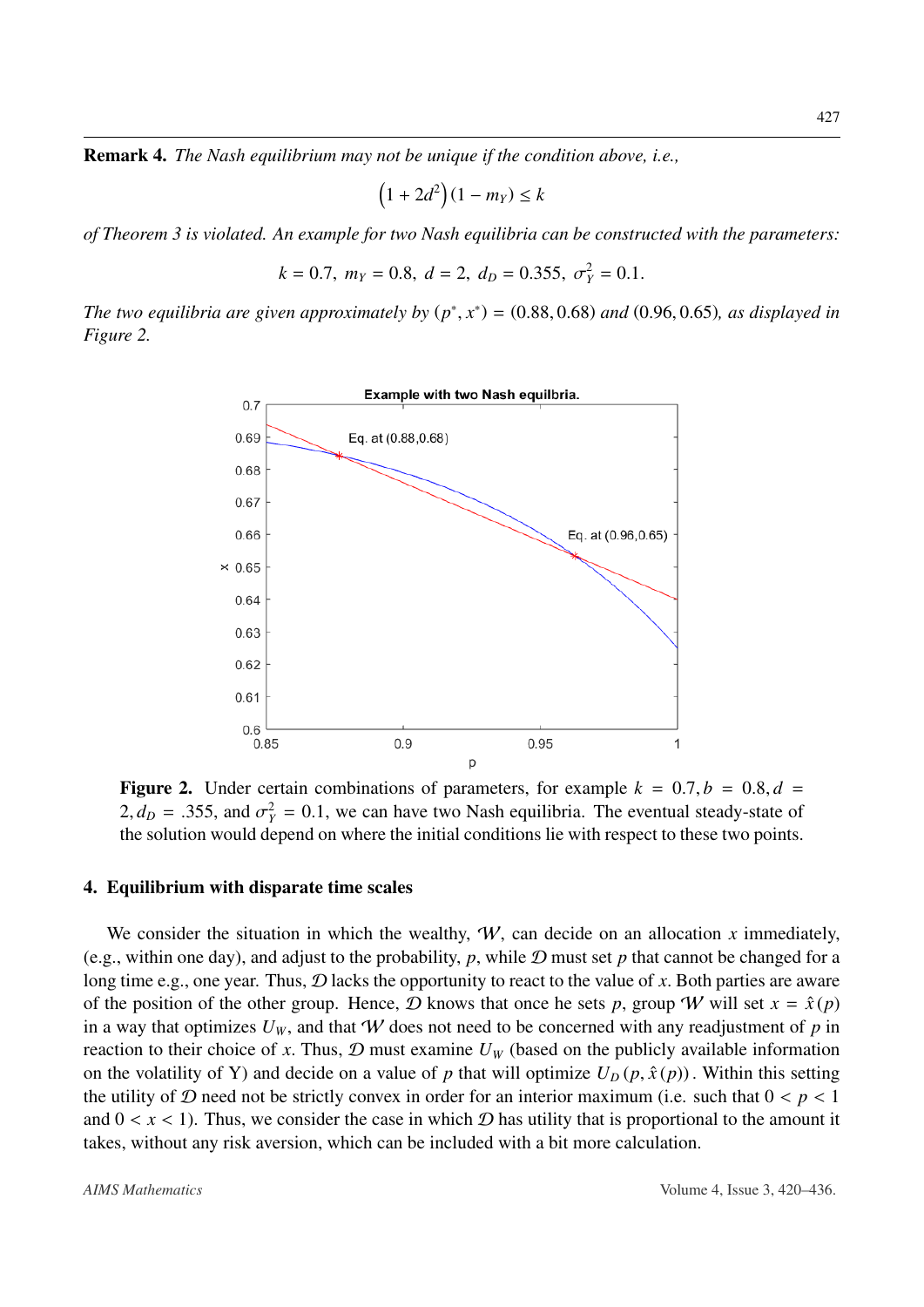**Remark 4.** *The Nash equilibrium may not be unique if the condition above, i.e.,*

$$\left(1 + 2d^2\right)(1 - m_Y) \leq k$$

*of Theorem 3 is violated. An example for two Nash equilibria can be constructed with the parameters:*

$$k = 0.7,\ m_Y = 0.8,\ d = 2,\ d_D = 0.355,\ \sigma_Y^2 = 0.1.$$

*The two equilibria are given approximately by* $(p^*, x^*) = (0.88, 0.68)$ *and* $(0.96, 0.65)$*, as displayed in Figure 2.*

**Figure 2.** Under certain combinations of parameters, for example $k = 0.7, b = 0.8, d = 2, d_D = .355$, and $\sigma_Y^2 = 0.1$, we can have two Nash equilibria. The eventual steady-state of the solution would depend on where the initial conditions lie with respect to these two points.

## 4. Equilibrium with disparate time scales

We consider the situation in which the wealthy, $\mathcal{W}$, can decide on an allocation $x$ immediately, (e.g., within one day), and adjust to the probability, $p$, while $\mathcal{D}$ must set $p$ that cannot be changed for a long time e.g., one year. Thus, $\mathcal{D}$ lacks the opportunity to react to the value of $x$. Both parties are aware of the position of the other group. Hence, $\mathcal{D}$ knows that once he sets $p$, group $\mathcal{W}$ will set $x = \hat{x}(p)$ in a way that optimizes $U_W$, and that $\mathcal{W}$ does not need to be concerned with any readjustment of $p$ in reaction to their choice of $x$. Thus, $\mathcal{D}$ must examine $U_W$ (based on the publicly available information on the volatility of Y) and decide on a value of $p$ that will optimize $U_D(p, \hat{x}(p))$. Within this setting the utility of $\mathcal{D}$ need not be strictly convex in order for an interior maximum (i.e. such that $0 < p < 1$ and $0 < x < 1$). Thus, we consider the case in which $\mathcal{D}$ has utility that is proportional to the amount it takes, without any risk aversion, which can be included with a bit more calculation.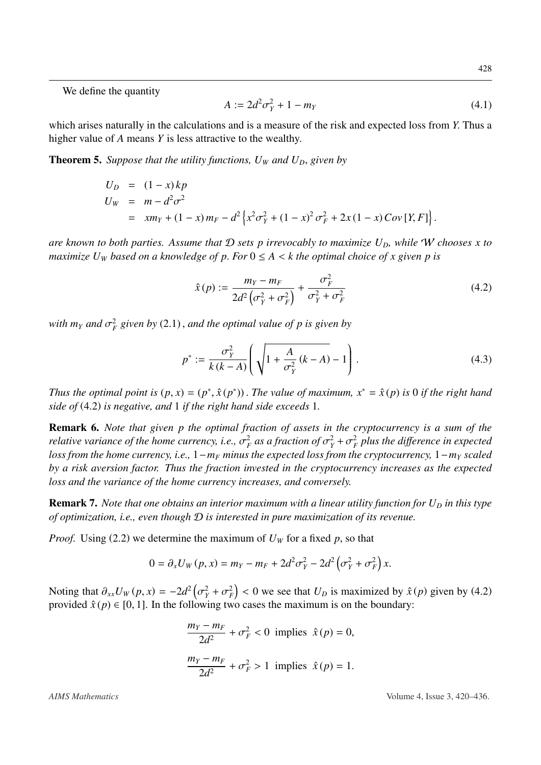We define the quantity

$$A := 2d^2\sigma_Y^2 + 1 - m_Y \tag{4.1}$$

which arises naturally in the calculations and is a measure of the risk and expected loss from $Y$. Thus a higher value of $A$ means $Y$ is less attractive to the wealthy.

**Theorem 5.** *Suppose that the utility functions, $U_W$ and $U_D$, given by*

$$\begin{aligned} U_D &= (1-x)\,kp \\ U_W &= m - d^2\sigma^2 \\ &= xm_Y + (1-x)\,m_F - d^2\left\{x^2\sigma_Y^2 + (1-x)^2\sigma_F^2 + 2x(1-x)\,Cov[Y,F]\right\}. \end{aligned}$$

*are known to both parties. Assume that $\mathcal{D}$ sets $p$ irrevocably to maximize $U_D$, while $\mathcal{W}$ chooses $x$ to maximize $U_W$ based on a knowledge of $p$. For $0 \le A < k$ the optimal choice of $x$ given $p$ is*

$$\hat{x}(p) := \frac{m_Y - m_F}{2d^2\left(\sigma_Y^2 + \sigma_F^2\right)} + \frac{\sigma_F^2}{\sigma_Y^2 + \sigma_F^2} \tag{4.2}$$

*with $m_Y$ and $\sigma_F^2$ given by* (2.1)*, and the optimal value of $p$ is given by*

$$p^* := \frac{\sigma_Y^2}{k(k-A)}\left(\sqrt{1 + \frac{A}{\sigma_Y^2}(k-A)} - 1\right). \tag{4.3}$$

*Thus the optimal point is $(p,x) = (p^*, \hat{x}(p^*))$. The value of maximum, $x^* = \hat{x}(p)$ is 0 if the right hand side of* (4.2) *is negative, and 1 if the right hand side exceeds 1.*

**Remark 6.** *Note that given $p$ the optimal fraction of assets in the cryptocurrency is a sum of the relative variance of the home currency, i.e., $\sigma_F^2$ as a fraction of $\sigma_Y^2 + \sigma_F^2$ plus the difference in expected loss from the home currency, i.e., $1 - m_F$ minus the expected loss from the cryptocurrency, $1 - m_Y$ scaled by a risk aversion factor. Thus the fraction invested in the cryptocurrency increases as the expected loss and the variance of the home currency increases, and conversely.*

**Remark 7.** *Note that one obtains an interior maximum with a linear utility function for $U_D$ in this type of optimization, i.e., even though $\mathcal{D}$ is interested in pure maximization of its revenue.*

*Proof.* Using (2.2) we determine the maximum of $U_W$ for a fixed $p$, so that

$$0 = \partial_x U_W(p,x) = m_Y - m_F + 2d^2\sigma_Y^2 - 2d^2\left(\sigma_Y^2 + \sigma_F^2\right)x.$$

Noting that $\partial_{xx}U_W(p,x) = -2d^2\left(\sigma_Y^2 + \sigma_F^2\right) < 0$ we see that $U_D$ is maximized by $\hat{x}(p)$ given by (4.2) provided $\hat{x}(p) \in [0,1]$. In the following two cases the maximum is on the boundary:

$$\frac{m_Y - m_F}{2d^2} + \sigma_F^2 < 0 \text{ implies } \hat{x}(p) = 0,$$

$$\frac{m_Y - m_F}{2d^2} + \sigma_F^2 > 1 \text{ implies } \hat{x}(p) = 1.$$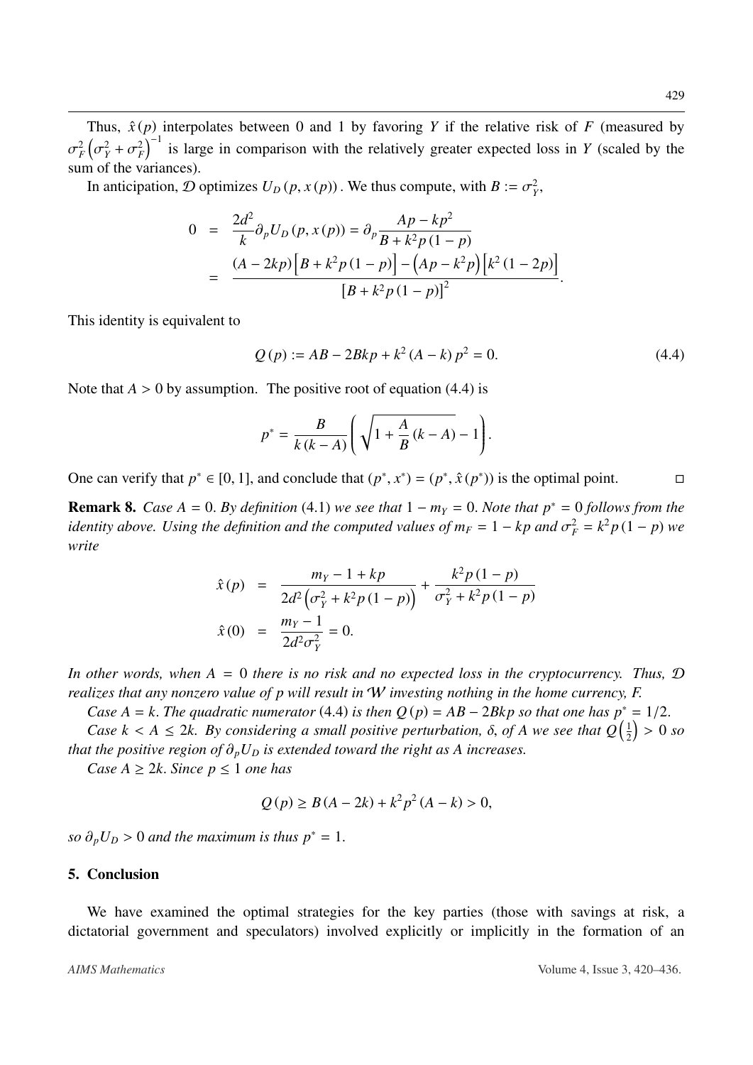Thus, $\hat{x}(p)$ interpolates between 0 and 1 by favoring $Y$ if the relative risk of $F$ (measured by $\sigma_F^2\left(\sigma_Y^2+\sigma_F^2\right)^{-1}$ is large in comparison with the relatively greater expected loss in $Y$ (scaled by the sum of the variances).

In anticipation, $\mathcal{D}$ optimizes $U_D(p, x(p))$. We thus compute, with $B := \sigma_Y^2$,

$$
\begin{aligned}
0 &= \frac{2d^2}{k}\partial_p U_D(p, x(p)) = \partial_p \frac{Ap - kp^2}{B + k^2 p(1-p)} \\
&= \frac{(A - 2kp)\left[B + k^2 p(1-p)\right] - \left(Ap - k^2 p\right)\left[k^2(1-2p)\right]}{\left[B + k^2 p(1-p)\right]^2}.
\end{aligned}
$$

This identity is equivalent to

$$
Q(p) := AB - 2Bkp + k^2(A - k)p^2 = 0. \tag{4.4}
$$

Note that $A > 0$ by assumption. The positive root of equation (4.4) is

$$
p^* = \frac{B}{k(k-A)}\left(\sqrt{1 + \frac{A}{B}(k-A)} - 1\right).
$$

One can verify that $p^* \in [0,1]$, and conclude that $(p^*, x^*) = (p^*, \hat{x}(p^*))$ is the optimal point. □

**Remark 8.** *Case $A = 0$. By definition* (4.1) *we see that $1 - m_Y = 0$. Note that $p^* = 0$ follows from the identity above. Using the definition and the computed values of $m_F = 1 - kp$ and $\sigma_F^2 = k^2 p(1-p)$ we write*

$$
\begin{aligned}
\hat{x}(p) &= \frac{m_Y - 1 + kp}{2d^2\left(\sigma_Y^2 + k^2 p(1-p)\right)} + \frac{k^2 p(1-p)}{\sigma_Y^2 + k^2 p(1-p)} \\
\hat{x}(0) &= \frac{m_Y - 1}{2d^2\sigma_Y^2} = 0.
\end{aligned}
$$

*In other words, when $A = 0$ there is no risk and no expected loss in the cryptocurrency. Thus, $\mathcal{D}$ realizes that any nonzero value of $p$ will result in $\mathcal{W}$ investing nothing in the home currency, $F$.*

*Case $A = k$. The quadratic numerator* (4.4) *is then $Q(p) = AB - 2Bkp$ so that one has $p^* = 1/2$.*

*Case $k < A \leq 2k$. By considering a small positive perturbation, $\delta$, of $A$ we see that $Q\left(\frac{1}{2}\right) > 0$ so that the positive region of $\partial_p U_D$ is extended toward the right as $A$ increases.*

*Case $A \geq 2k$. Since $p \leq 1$ one has*

$$
Q(p) \geq B(A - 2k) + k^2 p^2 (A - k) > 0,
$$

*so $\partial_p U_D > 0$ and the maximum is thus $p^* = 1$.*

## 5. Conclusion

We have examined the optimal strategies for the key parties (those with savings at risk, a dictatorial government and speculators) involved explicitly or implicitly in the formation of an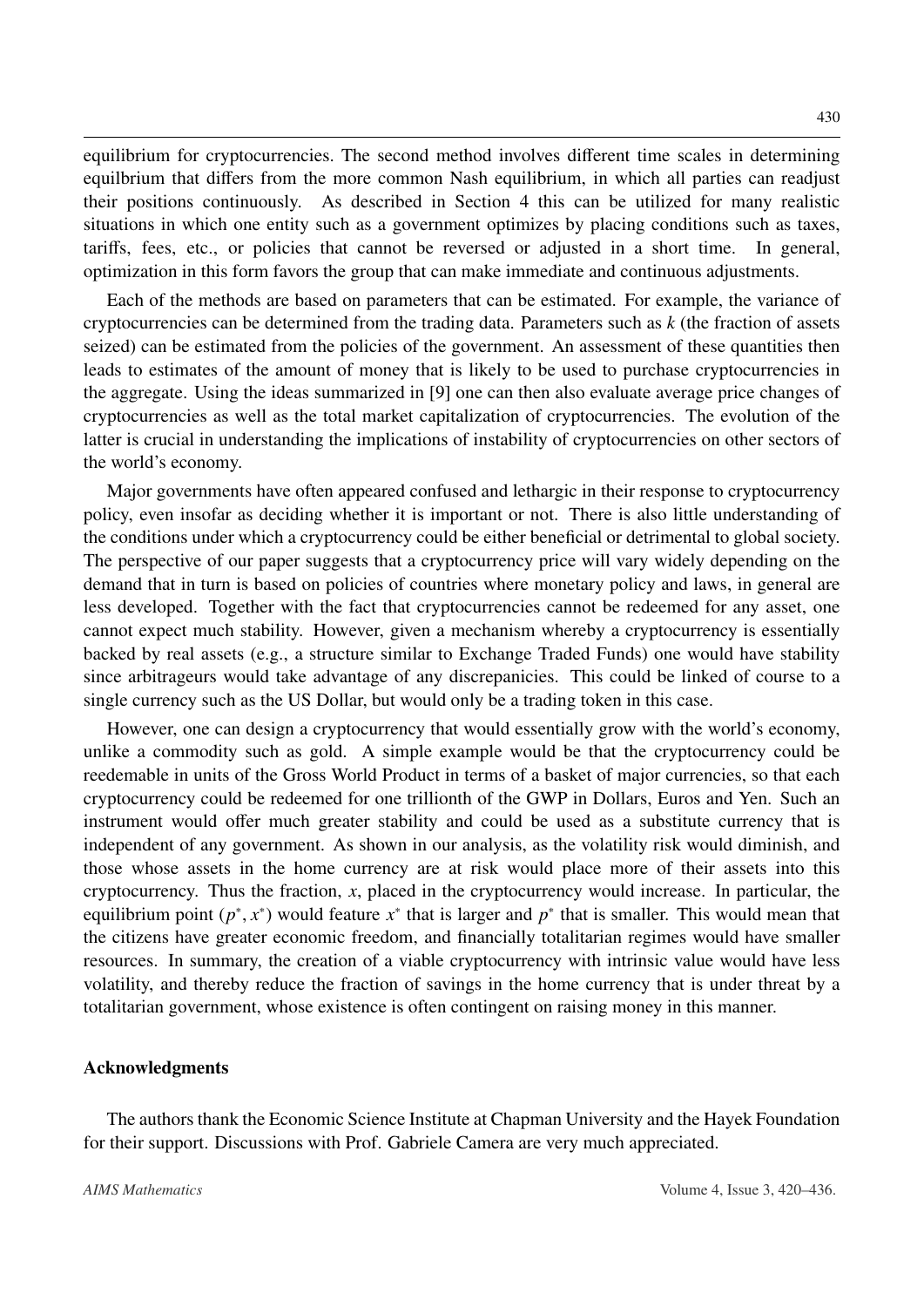equilibrium for cryptocurrencies. The second method involves different time scales in determining equilbrium that differs from the more common Nash equilibrium, in which all parties can readjust their positions continuously. As described in Section 4 this can be utilized for many realistic situations in which one entity such as a government optimizes by placing conditions such as taxes, tariffs, fees, etc., or policies that cannot be reversed or adjusted in a short time. In general, optimization in this form favors the group that can make immediate and continuous adjustments.

Each of the methods are based on parameters that can be estimated. For example, the variance of cryptocurrencies can be determined from the trading data. Parameters such as $k$ (the fraction of assets seized) can be estimated from the policies of the government. An assessment of these quantities then leads to estimates of the amount of money that is likely to be used to purchase cryptocurrencies in the aggregate. Using the ideas summarized in [9] one can then also evaluate average price changes of cryptocurrencies as well as the total market capitalization of cryptocurrencies. The evolution of the latter is crucial in understanding the implications of instability of cryptocurrencies on other sectors of the world's economy.

Major governments have often appeared confused and lethargic in their response to cryptocurrency policy, even insofar as deciding whether it is important or not. There is also little understanding of the conditions under which a cryptocurrency could be either beneficial or detrimental to global society. The perspective of our paper suggests that a cryptocurrency price will vary widely depending on the demand that in turn is based on policies of countries where monetary policy and laws, in general are less developed. Together with the fact that cryptocurrencies cannot be redeemed for any asset, one cannot expect much stability. However, given a mechanism whereby a cryptocurrency is essentially backed by real assets (e.g., a structure similar to Exchange Traded Funds) one would have stability since arbitrageurs would take advantage of any discrepanicies. This could be linked of course to a single currency such as the US Dollar, but would only be a trading token in this case.

However, one can design a cryptocurrency that would essentially grow with the world's economy, unlike a commodity such as gold. A simple example would be that the cryptocurrency could be reedemable in units of the Gross World Product in terms of a basket of major currencies, so that each cryptocurrency could be redeemed for one trillionth of the GWP in Dollars, Euros and Yen. Such an instrument would offer much greater stability and could be used as a substitute currency that is independent of any government. As shown in our analysis, as the volatility risk would diminish, and those whose assets in the home currency are at risk would place more of their assets into this cryptocurrency. Thus the fraction, $x$, placed in the cryptocurrency would increase. In particular, the equilibrium point $(p^*, x^*)$ would feature $x^*$ that is larger and $p^*$ that is smaller. This would mean that the citizens have greater economic freedom, and financially totalitarian regimes would have smaller resources. In summary, the creation of a viable cryptocurrency with intrinsic value would have less volatility, and thereby reduce the fraction of savings in the home currency that is under threat by a totalitarian government, whose existence is often contingent on raising money in this manner.

## Acknowledgments

The authors thank the Economic Science Institute at Chapman University and the Hayek Foundation for their support. Discussions with Prof. Gabriele Camera are very much appreciated.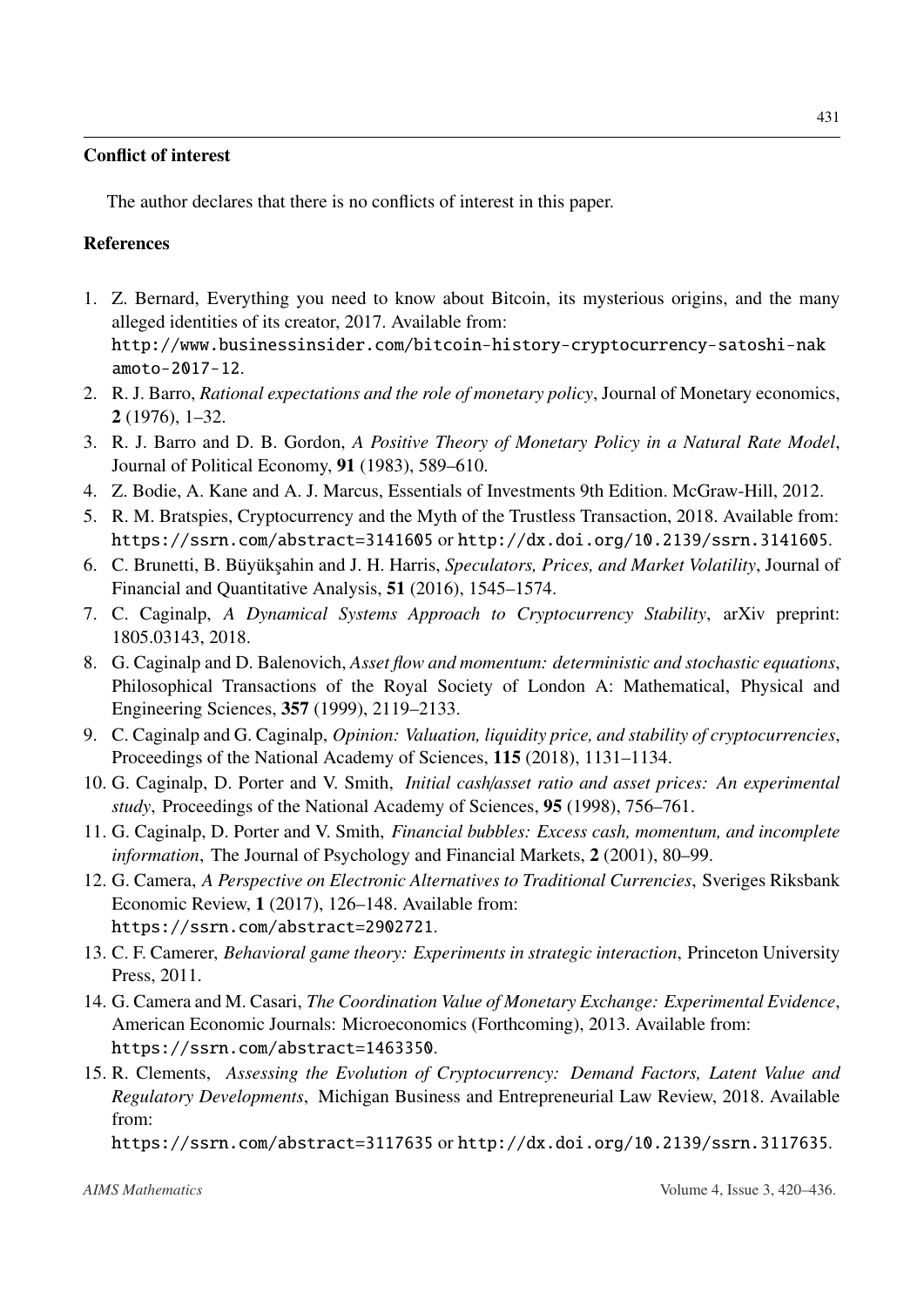## Conflict of interest

The author declares that there is no conflicts of interest in this paper.

## References

1. Z. Bernard, Everything you need to know about Bitcoin, its mysterious origins, and the many alleged identities of its creator, 2017. Available from: http://www.businessinsider.com/bitcoin-history-cryptocurrency-satoshi-nakamoto-2017-12.
2. R. J. Barro, *Rational expectations and the role of monetary policy*, Journal of Monetary economics, **2** (1976), 1–32.
3. R. J. Barro and D. B. Gordon, *A Positive Theory of Monetary Policy in a Natural Rate Model*, Journal of Political Economy, **91** (1983), 589–610.
4. Z. Bodie, A. Kane and A. J. Marcus, Essentials of Investments 9th Edition. McGraw-Hill, 2012.
5. R. M. Bratspies, Cryptocurrency and the Myth of the Trustless Transaction, 2018. Available from: https://ssrn.com/abstract=3141605 or http://dx.doi.org/10.2139/ssrn.3141605.
6. C. Brunetti, B. Büyükşahin and J. H. Harris, *Speculators, Prices, and Market Volatility*, Journal of Financial and Quantitative Analysis, **51** (2016), 1545–1574.
7. C. Caginalp, *A Dynamical Systems Approach to Cryptocurrency Stability*, arXiv preprint: 1805.03143, 2018.
8. G. Caginalp and D. Balenovich, *Asset flow and momentum: deterministic and stochastic equations*, Philosophical Transactions of the Royal Society of London A: Mathematical, Physical and Engineering Sciences, **357** (1999), 2119–2133.
9. C. Caginalp and G. Caginalp, *Opinion: Valuation, liquidity price, and stability of cryptocurrencies*, Proceedings of the National Academy of Sciences, **115** (2018), 1131–1134.
10. G. Caginalp, D. Porter and V. Smith, *Initial cash/asset ratio and asset prices: An experimental study*, Proceedings of the National Academy of Sciences, **95** (1998), 756–761.
11. G. Caginalp, D. Porter and V. Smith, *Financial bubbles: Excess cash, momentum, and incomplete information*, The Journal of Psychology and Financial Markets, **2** (2001), 80–99.
12. G. Camera, *A Perspective on Electronic Alternatives to Traditional Currencies*, Sveriges Riksbank Economic Review, **1** (2017), 126–148. Available from: https://ssrn.com/abstract=2902721.
13. C. F. Camerer, *Behavioral game theory: Experiments in strategic interaction*, Princeton University Press, 2011.
14. G. Camera and M. Casari, *The Coordination Value of Monetary Exchange: Experimental Evidence*, American Economic Journals: Microeconomics (Forthcoming), 2013. Available from: https://ssrn.com/abstract=1463350.
15. R. Clements, *Assessing the Evolution of Cryptocurrency: Demand Factors, Latent Value and Regulatory Developments*, Michigan Business and Entrepreneurial Law Review, 2018. Available from: https://ssrn.com/abstract=3117635 or http://dx.doi.org/10.2139/ssrn.3117635.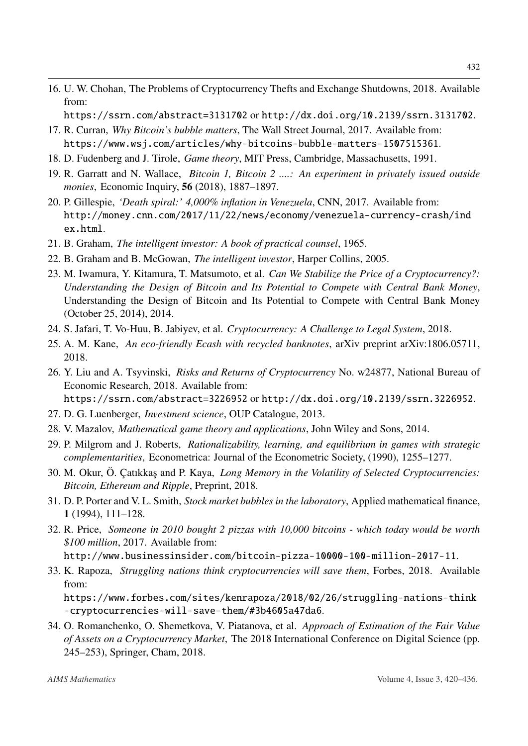16. U. W. Chohan, The Problems of Cryptocurrency Thefts and Exchange Shutdowns, 2018. Available from:
    https://ssrn.com/abstract=3131702 or http://dx.doi.org/10.2139/ssrn.3131702.
17. R. Curran, *Why Bitcoin's bubble matters*, The Wall Street Journal, 2017. Available from: https://www.wsj.com/articles/why-bitcoins-bubble-matters-1507515361.
18. D. Fudenberg and J. Tirole, *Game theory*, MIT Press, Cambridge, Massachusetts, 1991.
19. R. Garratt and N. Wallace, *Bitcoin 1, Bitcoin 2 ....: An experiment in privately issued outside monies*, Economic Inquiry, **56** (2018), 1887–1897.
20. P. Gillespie, *'Death spiral:' 4,000% inflation in Venezuela*, CNN, 2017. Available from: http://money.cnn.com/2017/11/22/news/economy/venezuela-currency-crash/index.html.
21. B. Graham, *The intelligent investor: A book of practical counsel*, 1965.
22. B. Graham and B. McGowan, *The intelligent investor*, Harper Collins, 2005.
23. M. Iwamura, Y. Kitamura, T. Matsumoto, et al. *Can We Stabilize the Price of a Cryptocurrency?: Understanding the Design of Bitcoin and Its Potential to Compete with Central Bank Money*, Understanding the Design of Bitcoin and Its Potential to Compete with Central Bank Money (October 25, 2014), 2014.
24. S. Jafari, T. Vo-Huu, B. Jabiyev, et al. *Cryptocurrency: A Challenge to Legal System*, 2018.
25. A. M. Kane, *An eco-friendly Ecash with recycled banknotes*, arXiv preprint arXiv:1806.05711, 2018.
26. Y. Liu and A. Tsyvinski, *Risks and Returns of Cryptocurrency* No. w24877, National Bureau of Economic Research, 2018. Available from:
    https://ssrn.com/abstract=3226952 or http://dx.doi.org/10.2139/ssrn.3226952.
27. D. G. Luenberger, *Investment science*, OUP Catalogue, 2013.
28. V. Mazalov, *Mathematical game theory and applications*, John Wiley and Sons, 2014.
29. P. Milgrom and J. Roberts, *Rationalizability, learning, and equilibrium in games with strategic complementarities*, Econometrica: Journal of the Econometric Society, (1990), 1255–1277.
30. M. Okur, Ö. Çatıkkaş and P. Kaya, *Long Memory in the Volatility of Selected Cryptocurrencies: Bitcoin, Ethereum and Ripple*, Preprint, 2018.
31. D. P. Porter and V. L. Smith, *Stock market bubbles in the laboratory*, Applied mathematical finance, **1** (1994), 111–128.
32. R. Price, *Someone in 2010 bought 2 pizzas with 10,000 bitcoins - which today would be worth $100 million*, 2017. Available from:
    http://www.businessinsider.com/bitcoin-pizza-10000-100-million-2017-11.
33. K. Rapoza, *Struggling nations think cryptocurrencies will save them*, Forbes, 2018. Available from:
    https://www.forbes.com/sites/kenrapoza/2018/02/26/struggling-nations-think-cryptocurrencies-will-save-them/#3b4605a47da6.
34. O. Romanchenko, O. Shemetkova, V. Piatanova, et al. *Approach of Estimation of the Fair Value of Assets on a Cryptocurrency Market*, The 2018 International Conference on Digital Science (pp. 245–253), Springer, Cham, 2018.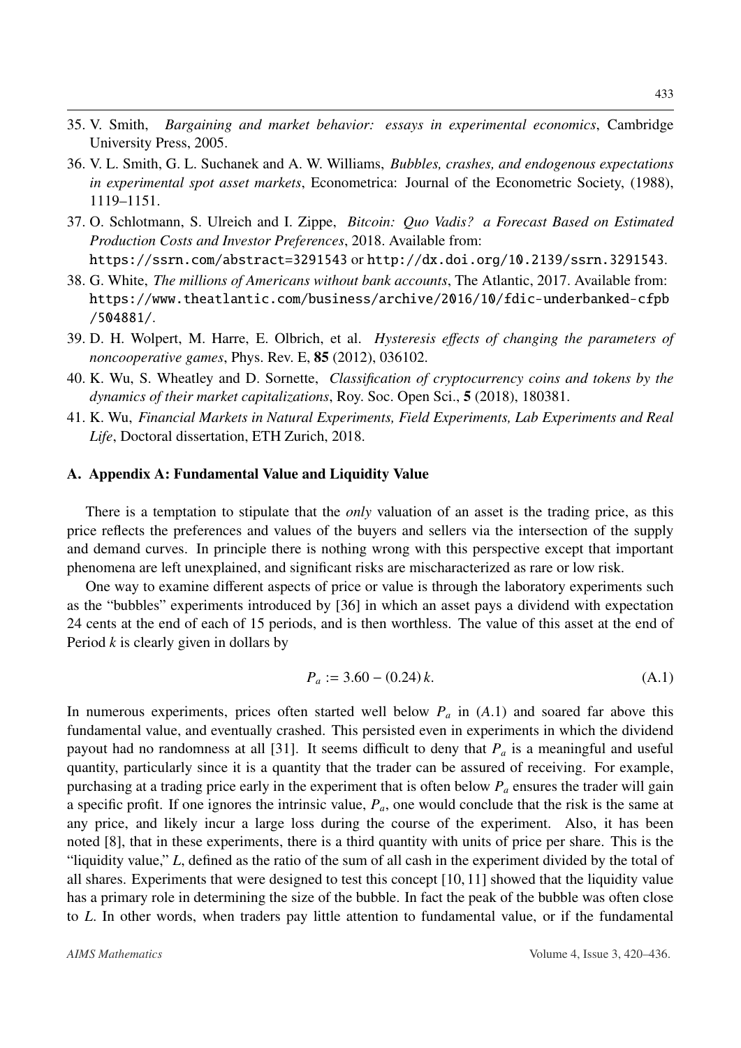35. V. Smith, *Bargaining and market behavior: essays in experimental economics*, Cambridge University Press, 2005.
36. V. L. Smith, G. L. Suchanek and A. W. Williams, *Bubbles, crashes, and endogenous expectations in experimental spot asset markets*, Econometrica: Journal of the Econometric Society, (1988), 1119–1151.
37. O. Schlotmann, S. Ulreich and I. Zippe, *Bitcoin: Quo Vadis? a Forecast Based on Estimated Production Costs and Investor Preferences*, 2018. Available from: https://ssrn.com/abstract=3291543 or http://dx.doi.org/10.2139/ssrn.3291543.
38. G. White, *The millions of Americans without bank accounts*, The Atlantic, 2017. Available from: https://www.theatlantic.com/business/archive/2016/10/fdic-underbanked-cfpb/504881/.
39. D. H. Wolpert, M. Harre, E. Olbrich, et al. *Hysteresis effects of changing the parameters of noncooperative games*, Phys. Rev. E, **85** (2012), 036102.
40. K. Wu, S. Wheatley and D. Sornette, *Classification of cryptocurrency coins and tokens by the dynamics of their market capitalizations*, Roy. Soc. Open Sci., **5** (2018), 180381.
41. K. Wu, *Financial Markets in Natural Experiments, Field Experiments, Lab Experiments and Real Life*, Doctoral dissertation, ETH Zurich, 2018.

## A. Appendix A: Fundamental Value and Liquidity Value

There is a temptation to stipulate that the *only* valuation of an asset is the trading price, as this price reflects the preferences and values of the buyers and sellers via the intersection of the supply and demand curves. In principle there is nothing wrong with this perspective except that important phenomena are left unexplained, and significant risks are mischaracterized as rare or low risk.

One way to examine different aspects of price or value is through the laboratory experiments such as the "bubbles" experiments introduced by [36] in which an asset pays a dividend with expectation 24 cents at the end of each of 15 periods, and is then worthless. The value of this asset at the end of Period $k$ is clearly given in dollars by

$$P_a := 3.60 - (0.24)\, k. \tag{A.1}$$

In numerous experiments, prices often started well below $P_a$ in $(A.1)$ and soared far above this fundamental value, and eventually crashed. This persisted even in experiments in which the dividend payout had no randomness at all [31]. It seems difficult to deny that $P_a$ is a meaningful and useful quantity, particularly since it is a quantity that the trader can be assured of receiving. For example, purchasing at a trading price early in the experiment that is often below $P_a$ ensures the trader will gain a specific profit. If one ignores the intrinsic value, $P_a$, one would conclude that the risk is the same at any price, and likely incur a large loss during the course of the experiment. Also, it has been noted [8], that in these experiments, there is a third quantity with units of price per share. This is the "liquidity value," $L$, defined as the ratio of the sum of all cash in the experiment divided by the total of all shares. Experiments that were designed to test this concept [10, 11] showed that the liquidity value has a primary role in determining the size of the bubble. In fact the peak of the bubble was often close to $L$. In other words, when traders pay little attention to fundamental value, or if the fundamental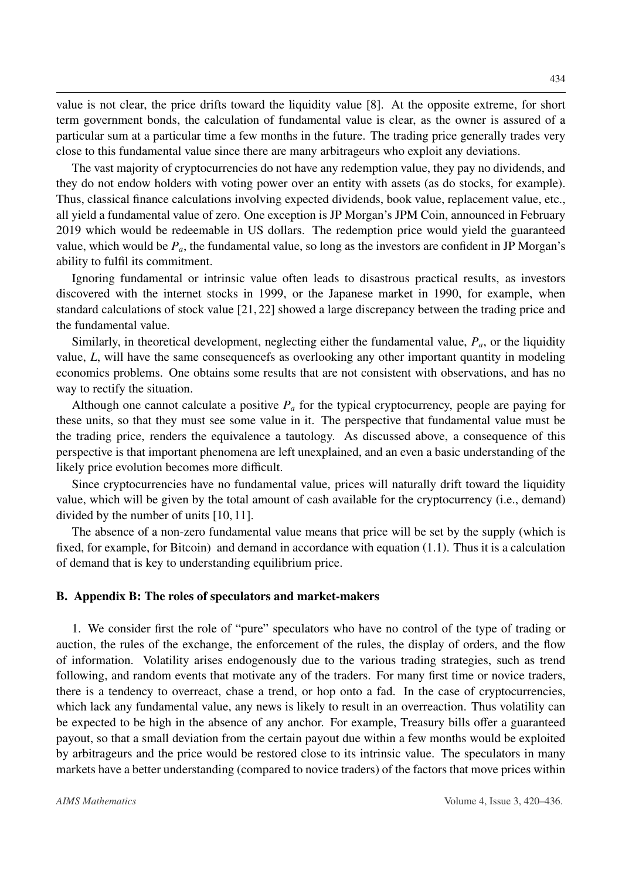value is not clear, the price drifts toward the liquidity value [8]. At the opposite extreme, for short term government bonds, the calculation of fundamental value is clear, as the owner is assured of a particular sum at a particular time a few months in the future. The trading price generally trades very close to this fundamental value since there are many arbitrageurs who exploit any deviations.

The vast majority of cryptocurrencies do not have any redemption value, they pay no dividends, and they do not endow holders with voting power over an entity with assets (as do stocks, for example). Thus, classical finance calculations involving expected dividends, book value, replacement value, etc., all yield a fundamental value of zero. One exception is JP Morgan's JPM Coin, announced in February 2019 which would be redeemable in US dollars. The redemption price would yield the guaranteed value, which would be $P_a$, the fundamental value, so long as the investors are confident in JP Morgan's ability to fulfil its commitment.

Ignoring fundamental or intrinsic value often leads to disastrous practical results, as investors discovered with the internet stocks in 1999, or the Japanese market in 1990, for example, when standard calculations of stock value [21, 22] showed a large discrepancy between the trading price and the fundamental value.

Similarly, in theoretical development, neglecting either the fundamental value, $P_a$, or the liquidity value, $L$, will have the same consequencefs as overlooking any other important quantity in modeling economics problems. One obtains some results that are not consistent with observations, and has no way to rectify the situation.

Although one cannot calculate a positive $P_a$ for the typical cryptocurrency, people are paying for these units, so that they must see some value in it. The perspective that fundamental value must be the trading price, renders the equivalence a tautology. As discussed above, a consequence of this perspective is that important phenomena are left unexplained, and an even a basic understanding of the likely price evolution becomes more difficult.

Since cryptocurrencies have no fundamental value, prices will naturally drift toward the liquidity value, which will be given by the total amount of cash available for the cryptocurrency (i.e., demand) divided by the number of units [10, 11].

The absence of a non-zero fundamental value means that price will be set by the supply (which is fixed, for example, for Bitcoin) and demand in accordance with equation (1.1). Thus it is a calculation of demand that is key to understanding equilibrium price.

## B. Appendix B: The roles of speculators and market-makers

1. We consider first the role of "pure" speculators who have no control of the type of trading or auction, the rules of the exchange, the enforcement of the rules, the display of orders, and the flow of information. Volatility arises endogenously due to the various trading strategies, such as trend following, and random events that motivate any of the traders. For many first time or novice traders, there is a tendency to overreact, chase a trend, or hop onto a fad. In the case of cryptocurrencies, which lack any fundamental value, any news is likely to result in an overreaction. Thus volatility can be expected to be high in the absence of any anchor. For example, Treasury bills offer a guaranteed payout, so that a small deviation from the certain payout due within a few months would be exploited by arbitrageurs and the price would be restored close to its intrinsic value. The speculators in many markets have a better understanding (compared to novice traders) of the factors that move prices within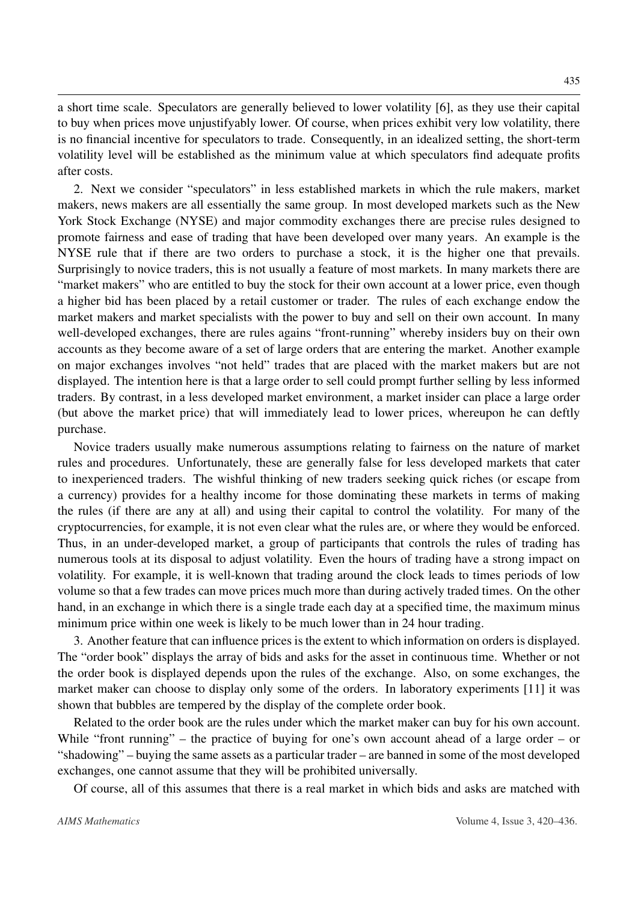a short time scale. Speculators are generally believed to lower volatility [6], as they use their capital to buy when prices move unjustifyably lower. Of course, when prices exhibit very low volatility, there is no financial incentive for speculators to trade. Consequently, in an idealized setting, the short-term volatility level will be established as the minimum value at which speculators find adequate profits after costs.

2. Next we consider "speculators" in less established markets in which the rule makers, market makers, news makers are all essentially the same group. In most developed markets such as the New York Stock Exchange (NYSE) and major commodity exchanges there are precise rules designed to promote fairness and ease of trading that have been developed over many years. An example is the NYSE rule that if there are two orders to purchase a stock, it is the higher one that prevails. Surprisingly to novice traders, this is not usually a feature of most markets. In many markets there are "market makers" who are entitled to buy the stock for their own account at a lower price, even though a higher bid has been placed by a retail customer or trader. The rules of each exchange endow the market makers and market specialists with the power to buy and sell on their own account. In many well-developed exchanges, there are rules agains "front-running" whereby insiders buy on their own accounts as they become aware of a set of large orders that are entering the market. Another example on major exchanges involves "not held" trades that are placed with the market makers but are not displayed. The intention here is that a large order to sell could prompt further selling by less informed traders. By contrast, in a less developed market environment, a market insider can place a large order (but above the market price) that will immediately lead to lower prices, whereupon he can deftly purchase.

Novice traders usually make numerous assumptions relating to fairness on the nature of market rules and procedures. Unfortunately, these are generally false for less developed markets that cater to inexperienced traders. The wishful thinking of new traders seeking quick riches (or escape from a currency) provides for a healthy income for those dominating these markets in terms of making the rules (if there are any at all) and using their capital to control the volatility. For many of the cryptocurrencies, for example, it is not even clear what the rules are, or where they would be enforced. Thus, in an under-developed market, a group of participants that controls the rules of trading has numerous tools at its disposal to adjust volatility. Even the hours of trading have a strong impact on volatility. For example, it is well-known that trading around the clock leads to times periods of low volume so that a few trades can move prices much more than during actively traded times. On the other hand, in an exchange in which there is a single trade each day at a specified time, the maximum minus minimum price within one week is likely to be much lower than in 24 hour trading.

3. Another feature that can influence prices is the extent to which information on orders is displayed. The "order book" displays the array of bids and asks for the asset in continuous time. Whether or not the order book is displayed depends upon the rules of the exchange. Also, on some exchanges, the market maker can choose to display only some of the orders. In laboratory experiments [11] it was shown that bubbles are tempered by the display of the complete order book.

Related to the order book are the rules under which the market maker can buy for his own account. While "front running" – the practice of buying for one's own account ahead of a large order – or "shadowing" – buying the same assets as a particular trader – are banned in some of the most developed exchanges, one cannot assume that they will be prohibited universally.

Of course, all of this assumes that there is a real market in which bids and asks are matched with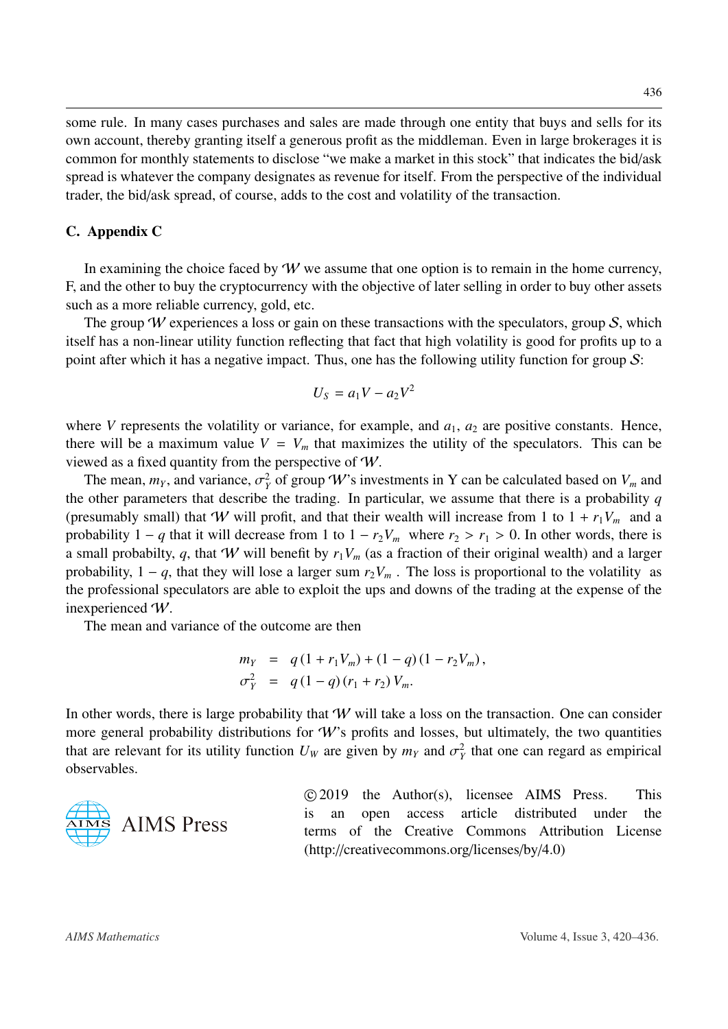some rule. In many cases purchases and sales are made through one entity that buys and sells for its own account, thereby granting itself a generous profit as the middleman. Even in large brokerages it is common for monthly statements to disclose "we make a market in this stock" that indicates the bid/ask spread is whatever the company designates as revenue for itself. From the perspective of the individual trader, the bid/ask spread, of course, adds to the cost and volatility of the transaction.

## C. Appendix C

In examining the choice faced by $\mathcal{W}$ we assume that one option is to remain in the home currency, F, and the other to buy the cryptocurrency with the objective of later selling in order to buy other assets such as a more reliable currency, gold, etc.

The group $\mathcal{W}$ experiences a loss or gain on these transactions with the speculators, group $\mathcal{S}$, which itself has a non-linear utility function reflecting that fact that high volatility is good for profits up to a point after which it has a negative impact. Thus, one has the following utility function for group $\mathcal{S}$:

$$U_S = a_1 V - a_2 V^2$$

where $V$ represents the volatility or variance, for example, and $a_1$, $a_2$ are positive constants. Hence, there will be a maximum value $V = V_m$ that maximizes the utility of the speculators. This can be viewed as a fixed quantity from the perspective of $\mathcal{W}$.

The mean, $m_Y$, and variance, $\sigma_Y^2$ of group $\mathcal{W}$'s investments in Y can be calculated based on $V_m$ and the other parameters that describe the trading. In particular, we assume that there is a probability $q$ (presumably small) that $\mathcal{W}$ will profit, and that their wealth will increase from 1 to $1 + r_1 V_m$ and a probability $1 - q$ that it will decrease from 1 to $1 - r_2 V_m$ where $r_2 > r_1 > 0$. In other words, there is a small probabilty, $q$, that $\mathcal{W}$ will benefit by $r_1 V_m$ (as a fraction of their original wealth) and a larger probability, $1 - q$, that they will lose a larger sum $r_2 V_m$ . The loss is proportional to the volatility as the professional speculators are able to exploit the ups and downs of the trading at the expense of the inexperienced $\mathcal{W}$.

The mean and variance of the outcome are then

$$\begin{aligned} m_Y &= q(1 + r_1 V_m) + (1 - q)(1 - r_2 V_m), \\ \sigma_Y^2 &= q(1 - q)(r_1 + r_2) V_m. \end{aligned}$$

In other words, there is large probability that $\mathcal{W}$ will take a loss on the transaction. One can consider more general probability distributions for $\mathcal{W}$'s profits and losses, but ultimately, the two quantities that are relevant for its utility function $U_W$ are given by $m_Y$ and $\sigma_Y^2$ that one can regard as empirical observables.

© 2019 the Author(s), licensee AIMS Press. This is an open access article distributed under the terms of the Creative Commons Attribution License (http://creativecommons.org/licenses/by/4.0)